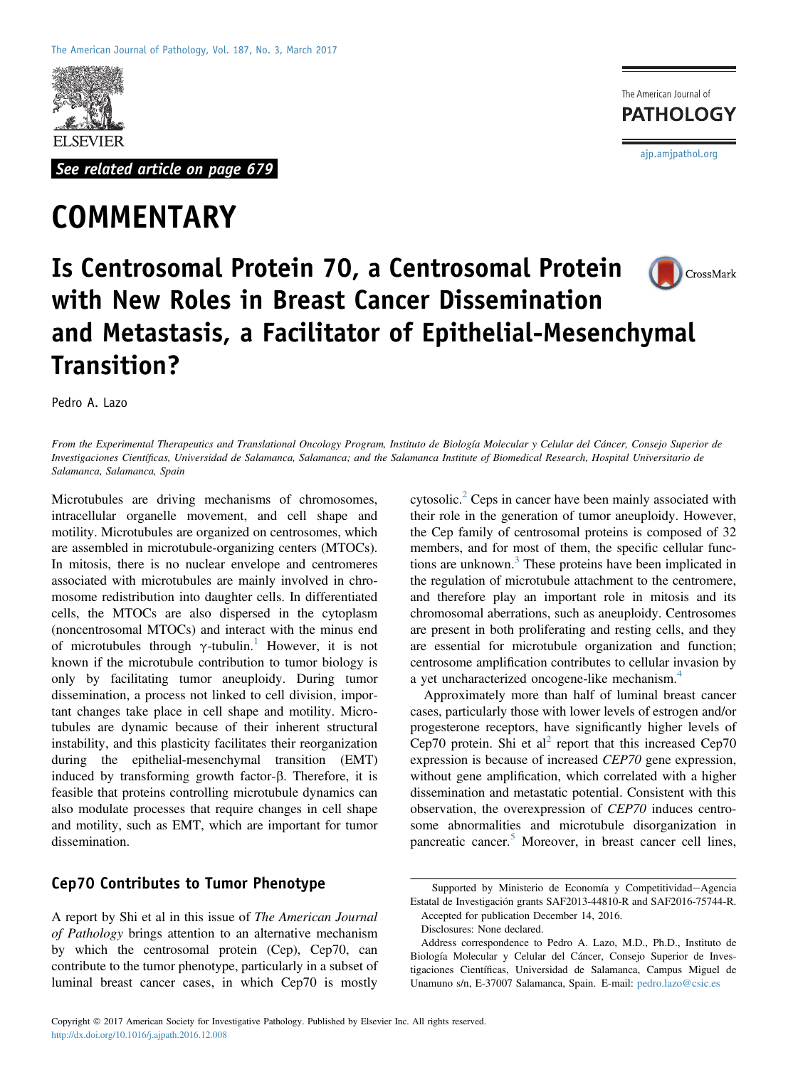See related article on page 679

# COMMENTARY

# Is Centrosomal Protein 70, a Centrosomal Protein with New Roles in Breast Cancer Dissemination and Metastasis, a Facilitator of Epithelial-Mesenchymal Transition?

Pedro A. Lazo

*From the Experimental Therapeutics and Translational Oncology Program, Instituto de Biología Molecular y Celular del Cáncer, Consejo Superior de Investigaciones Científicas, Universidad de Salamanca, Salamanca; and the Salamanca Institute of Biomedical Research, Hospital Universitario de Salamanca, Salamanca, Spain*

Microtubules are driving mechanisms of chromosomes, intracellular organelle movement, and cell shape and motility. Microtubules are organized on centrosomes, which are assembled in microtubule-organizing centers (MTOCs). In mitosis, there is no nuclear envelope and centromeres associated with microtubules are mainly involved in chromosome redistribution into daughter cells. In differentiated cells, the MTOCs are also dispersed in the cytoplasm (noncentrosomal MTOCs) and interact with the minus end of microtubules through γ-tubulin.[1] However, it is not known if the microtubule contribution to tumor biology is only by facilitating tumor aneuploidy. During tumor dissemination, a process not linked to cell division, important changes take place in cell shape and motility. Microtubules are dynamic because of their inherent structural instability, and this plasticity facilitates their reorganization during the epithelial-mesenchymal transition (EMT) induced by transforming growth factor-β. Therefore, it is feasible that proteins controlling microtubule dynamics can also modulate processes that require changes in cell shape and motility, such as EMT, which are important for tumor dissemination.

## Cep70 Contributes to Tumor Phenotype

A report by Shi et al in this issue of *The American Journal of Pathology* brings attention to an alternative mechanism by which the centrosomal protein (Cep), Cep70, can contribute to the tumor phenotype, particularly in a subset of luminal breast cancer cases, in which Cep70 is mostly cytosolic.[2] Ceps in cancer have been mainly associated with their role in the generation of tumor aneuploidy. However, the Cep family of centrosomal proteins is composed of 32 members, and for most of them, the specific cellular functions are unknown.[3] These proteins have been implicated in the regulation of microtubule attachment to the centromere, and therefore play an important role in mitosis and its chromosomal aberrations, such as aneuploidy. Centrosomes are present in both proliferating and resting cells, and they are essential for microtubule organization and function; centrosome amplification contributes to cellular invasion by a yet uncharacterized oncogene-like mechanism.[4]

Approximately more than half of luminal breast cancer cases, particularly those with lower levels of estrogen and/or progesterone receptors, have significantly higher levels of Cep70 protein. Shi et al[2] report that this increased Cep70 expression is because of increased *CEP70* gene expression, without gene amplification, which correlated with a higher dissemination and metastatic potential. Consistent with this observation, the overexpression of *CEP70* induces centrosome abnormalities and microtubule disorganization in pancreatic cancer.[5] Moreover, in breast cancer cell lines,

Supported by Ministerio de Economía y Competitividad−Agencia Estatal de Investigación grants SAF2013-44810-R and SAF2016-75744-R.

Accepted for publication December 14, 2016.

Disclosures: None declared.

Address correspondence to Pedro A. Lazo, M.D., Ph.D., Instituto de Biología Molecular y Celular del Cáncer, Consejo Superior de Investigaciones Científicas, Universidad de Salamanca, Campus Miguel de Unamuno s/n, E-37007 Salamanca, Spain. E-mail: pedro.lazo@csic.es

Copyright © 2017 American Society for Investigative Pathology. Published by Elsevier Inc. All rights reserved.
http://dx.doi.org/10.1016/j.ajpath.2016.12.008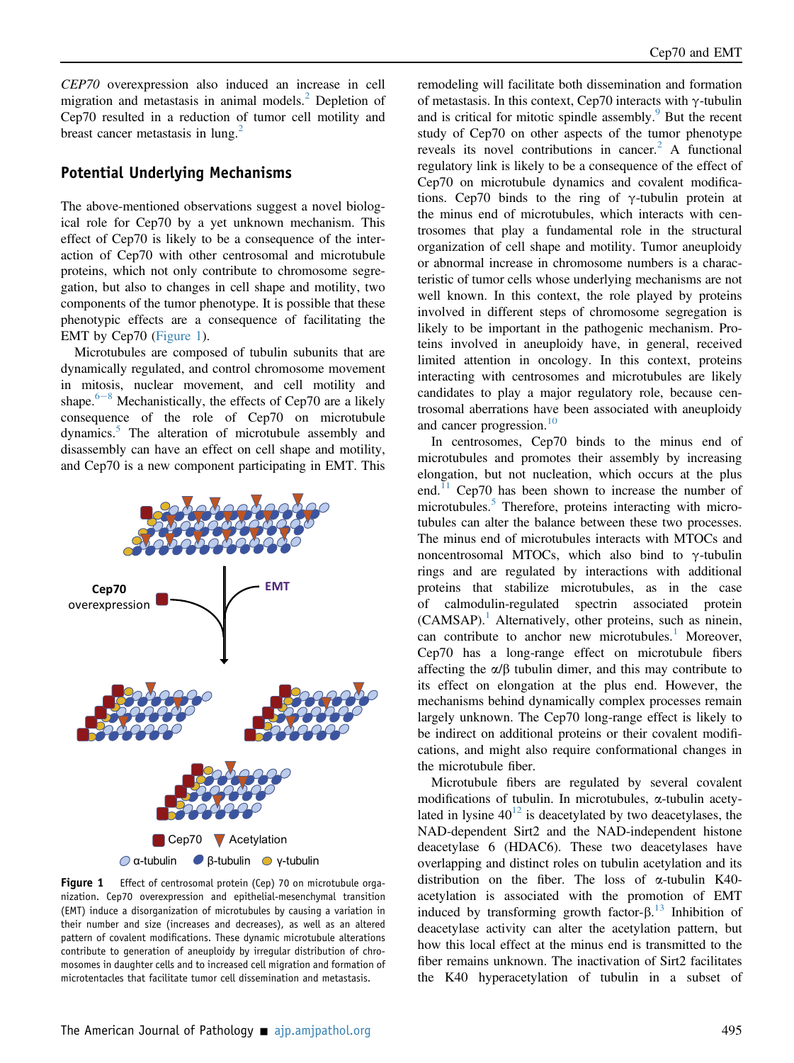*CEP70* overexpression also induced an increase in cell migration and metastasis in animal models.[2] Depletion of Cep70 resulted in a reduction of tumor cell motility and breast cancer metastasis in lung.[2]

## Potential Underlying Mechanisms

The above-mentioned observations suggest a novel biological role for Cep70 by a yet unknown mechanism. This effect of Cep70 is likely to be a consequence of the interaction of Cep70 with other centrosomal and microtubule proteins, which not only contribute to chromosome segregation, but also to changes in cell shape and motility, two components of the tumor phenotype. It is possible that these phenotypic effects are a consequence of facilitating the EMT by Cep70 (Figure 1).

Microtubules are composed of tubulin subunits that are dynamically regulated, and control chromosome movement in mitosis, nuclear movement, and cell motility and shape.[6–8] Mechanistically, the effects of Cep70 are a likely consequence of the role of Cep70 on microtubule dynamics.[5] The alteration of microtubule assembly and disassembly can have an effect on cell shape and motility, and Cep70 is a new component participating in EMT. This remodeling will facilitate both dissemination and formation of metastasis. In this context, Cep70 interacts with γ-tubulin and is critical for mitotic spindle assembly.[9] But the recent study of Cep70 on other aspects of the tumor phenotype reveals its novel contributions in cancer.[2] A functional regulatory link is likely to be a consequence of the effect of Cep70 on microtubule dynamics and covalent modifications. Cep70 binds to the ring of γ-tubulin protein at the minus end of microtubules, which interacts with centrosomes that play a fundamental role in the structural organization of cell shape and motility. Tumor aneuploidy or abnormal increase in chromosome numbers is a characteristic of tumor cells whose underlying mechanisms are not well known. In this context, the role played by proteins involved in different steps of chromosome segregation is likely to be important in the pathogenic mechanism. Proteins involved in aneuploidy have, in general, received limited attention in oncology. In this context, proteins interacting with centrosomes and microtubules are likely candidates to play a major regulatory role, because centrosomal aberrations have been associated with aneuploidy and cancer progression.[10]

Figure 1 Effect of centrosomal protein (Cep) 70 on microtubule organization. Cep70 overexpression and epithelial-mesenchymal transition (EMT) induce a disorganization of microtubules by causing a variation in their number and size (increases and decreases), as well as an altered pattern of covalent modifications. These dynamic microtubule alterations contribute to generation of aneuploidy by irregular distribution of chromosomes in daughter cells and to increased cell migration and formation of microtentacles that facilitate tumor cell dissemination and metastasis.

In centrosomes, Cep70 binds to the minus end of microtubules and promotes their assembly by increasing elongation, but not nucleation, which occurs at the plus end.[11] Cep70 has been shown to increase the number of microtubules.[5] Therefore, proteins interacting with microtubules can alter the balance between these two processes. The minus end of microtubules interacts with MTOCs and noncentrosomal MTOCs, which also bind to γ-tubulin rings and are regulated by interactions with additional proteins that stabilize microtubules, as in the case of calmodulin-regulated spectrin associated protein (CAMSAP).[1] Alternatively, other proteins, such as ninein, can contribute to anchor new microtubules.[1] Moreover, Cep70 has a long-range effect on microtubule fibers affecting the α/β tubulin dimer, and this may contribute to its effect on elongation at the plus end. However, the mechanisms behind dynamically complex processes remain largely unknown. The Cep70 long-range effect is likely to be indirect on additional proteins or their covalent modifications, and might also require conformational changes in the microtubule fiber.

Microtubule fibers are regulated by several covalent modifications of tubulin. In microtubules, α-tubulin acetylated in lysine 40[12] is deacetylated by two deacetylases, the NAD-dependent Sirt2 and the NAD-independent histone deacetylase 6 (HDAC6). These two deacetylases have overlapping and distinct roles on tubulin acetylation and its distribution on the fiber. The loss of α-tubulin K40-acetylation is associated with the promotion of EMT induced by transforming growth factor-β.[13] Inhibition of deacetylase activity can alter the acetylation pattern, but how this local effect at the minus end is transmitted to the fiber remains unknown. The inactivation of Sirt2 facilitates the K40 hyperacetylation of tubulin in a subset of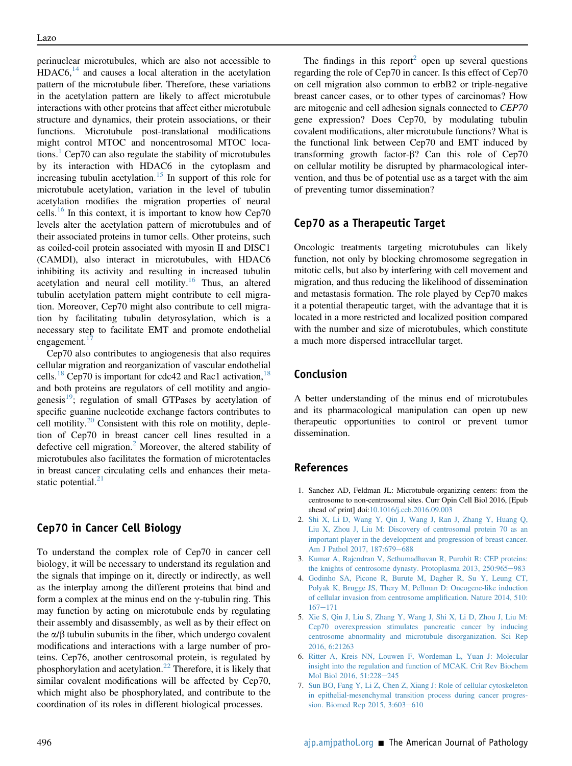perinuclear microtubules, which are also not accessible to HDAC6,[14] and causes a local alteration in the acetylation pattern of the microtubule fiber. Therefore, these variations in the acetylation pattern are likely to affect microtubule interactions with other proteins that affect either microtubule structure and dynamics, their protein associations, or their functions. Microtubule post-translational modifications might control MTOC and noncentrosomal MTOC locations.[1] Cep70 can also regulate the stability of microtubules by its interaction with HDAC6 in the cytoplasm and increasing tubulin acetylation.[15] In support of this role for microtubule acetylation, variation in the level of tubulin acetylation modifies the migration properties of neural cells.[16] In this context, it is important to know how Cep70 levels alter the acetylation pattern of microtubules and of their associated proteins in tumor cells. Other proteins, such as coiled-coil protein associated with myosin II and DISC1 (CAMDI), also interact in microtubules, with HDAC6 inhibiting its activity and resulting in increased tubulin acetylation and neural cell motility.[16] Thus, an altered tubulin acetylation pattern might contribute to cell migration. Moreover, Cep70 might also contribute to cell migration by facilitating tubulin detyrosylation, which is a necessary step to facilitate EMT and promote endothelial engagement.[17]

Cep70 also contributes to angiogenesis that also requires cellular migration and reorganization of vascular endothelial cells.[18] Cep70 is important for cdc42 and Rac1 activation,[18] and both proteins are regulators of cell motility and angiogenesis[19]; regulation of small GTPases by acetylation of specific guanine nucleotide exchange factors contributes to cell motility.[20] Consistent with this role on motility, depletion of Cep70 in breast cancer cell lines resulted in a defective cell migration.[2] Moreover, the altered stability of microtubules also facilitates the formation of microtentacles in breast cancer circulating cells and enhances their metastatic potential.[21]

## Cep70 in Cancer Cell Biology

To understand the complex role of Cep70 in cancer cell biology, it will be necessary to understand its regulation and the signals that impinge on it, directly or indirectly, as well as the interplay among the different proteins that bind and form a complex at the minus end on the γ-tubulin ring. This may function by acting on microtubule ends by regulating their assembly and disassembly, as well as by their effect on the α/β tubulin subunits in the fiber, which undergo covalent modifications and interactions with a large number of proteins. Cep76, another centrosomal protein, is regulated by phosphorylation and acetylation.[22] Therefore, it is likely that similar covalent modifications will be affected by Cep70, which might also be phosphorylated, and contribute to the coordination of its roles in different biological processes.

The findings in this report[2] open up several questions regarding the role of Cep70 in cancer. Is this effect of Cep70 on cell migration also common to erbB2 or triple-negative breast cancer cases, or to other types of carcinomas? How are mitogenic and cell adhesion signals connected to *CEP70* gene expression? Does Cep70, by modulating tubulin covalent modifications, alter microtubule functions? What is the functional link between Cep70 and EMT induced by transforming growth factor-β? Can this role of Cep70 on cellular motility be disrupted by pharmacological intervention, and thus be of potential use as a target with the aim of preventing tumor dissemination?

## Cep70 as a Therapeutic Target

Oncologic treatments targeting microtubules can likely function, not only by blocking chromosome segregation in mitotic cells, but also by interfering with cell movement and migration, and thus reducing the likelihood of dissemination and metastasis formation. The role played by Cep70 makes it a potential therapeutic target, with the advantage that it is located in a more restricted and localized position compared with the number and size of microtubules, which constitute a much more dispersed intracellular target.

## Conclusion

A better understanding of the minus end of microtubules and its pharmacological manipulation can open up new therapeutic opportunities to control or prevent tumor dissemination.

## References

1. Sanchez AD, Feldman JL: Microtubule-organizing centers: from the centrosome to non-centrosomal sites. Curr Opin Cell Biol 2016, [Epub ahead of print] doi:10.1016/j.ceb.2016.09.003
2. Shi X, Li D, Wang Y, Qin J, Ran J, Zhang Y, Huang Q, Liu X, Zhou J, Liu M: Discovery of centrosomal protein 70 as an important player in the development and progression of breast cancer. Am J Pathol 2017, 187:679−688
3. Kumar A, Rajendran V, Sethumadhavan R, Purohit R: CEP proteins: the knights of centrosome dynasty. Protoplasma 2013, 250:965−983
4. Godinho SA, Picone R, Burute M, Dagher R, Su Y, Leung CT, Polyak K, Brugge JS, Thery M, Pellman D: Oncogene-like induction of cellular invasion from centrosome amplification. Nature 2014, 510:167−171
5. Xie S, Qin J, Liu S, Zhang Y, Wang J, Shi X, Li D, Zhou J, Liu M: Cep70 overexpression stimulates pancreatic cancer by inducing centrosome abnormality and microtubule disorganization. Sci Rep 2016, 6:21263
6. Ritter A, Kreis NN, Louwen F, Wordeman L, Yuan J: Molecular insight into the regulation and function of MCAK. Crit Rev Biochem Mol Biol 2016, 51:228−245
7. Sun BO, Fang Y, Li Z, Chen Z, Xiang J: Role of cellular cytoskeleton in epithelial-mesenchymal transition process during cancer progression. Biomed Rep 2015, 3:603−610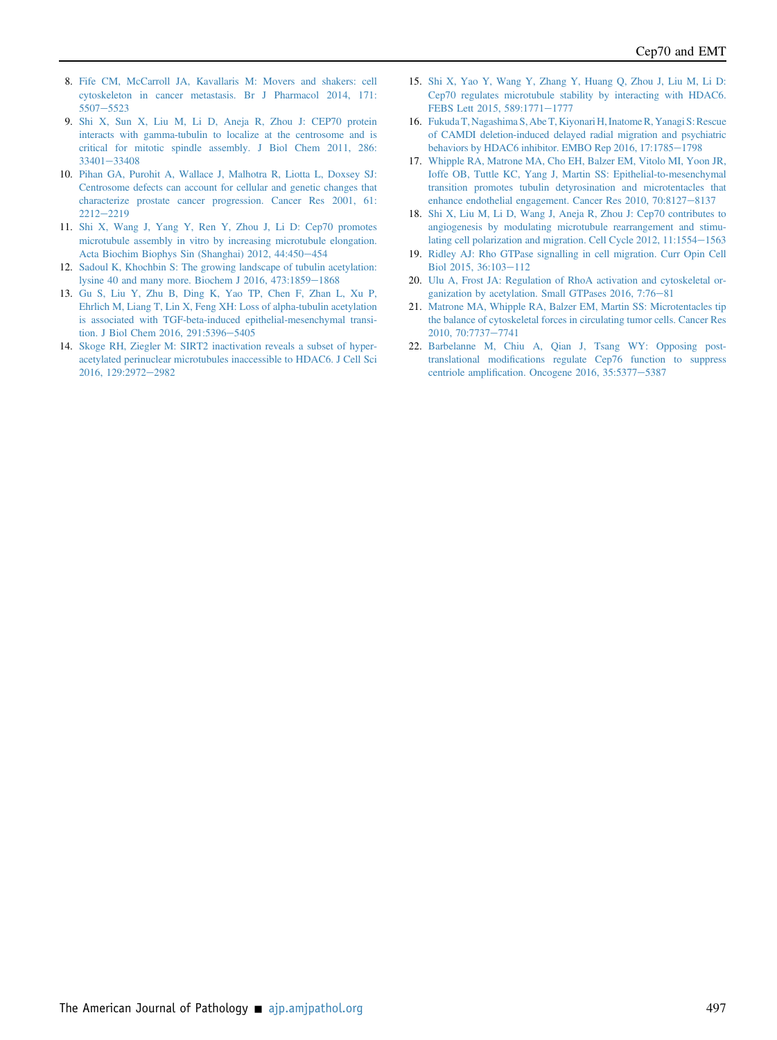8. Fife CM, McCarroll JA, Kavallaris M: Movers and shakers: cell cytoskeleton in cancer metastasis. Br J Pharmacol 2014, 171:5507–5523
9. Shi X, Sun X, Liu M, Li D, Aneja R, Zhou J: CEP70 protein interacts with gamma-tubulin to localize at the centrosome and is critical for mitotic spindle assembly. J Biol Chem 2011, 286:33401–33408
10. Pihan GA, Purohit A, Wallace J, Malhotra R, Liotta L, Doxsey SJ: Centrosome defects can account for cellular and genetic changes that characterize prostate cancer progression. Cancer Res 2001, 61:2212–2219
11. Shi X, Wang J, Yang Y, Ren Y, Zhou J, Li D: Cep70 promotes microtubule assembly in vitro by increasing microtubule elongation. Acta Biochim Biophys Sin (Shanghai) 2012, 44:450–454
12. Sadoul K, Khochbin S: The growing landscape of tubulin acetylation: lysine 40 and many more. Biochem J 2016, 473:1859–1868
13. Gu S, Liu Y, Zhu B, Ding K, Yao TP, Chen F, Zhan L, Xu P, Ehrlich M, Liang T, Lin X, Feng XH: Loss of alpha-tubulin acetylation is associated with TGF-beta-induced epithelial-mesenchymal transition. J Biol Chem 2016, 291:5396–5405
14. Skoge RH, Ziegler M: SIRT2 inactivation reveals a subset of hyperacetylated perinuclear microtubules inaccessible to HDAC6. J Cell Sci 2016, 129:2972–2982
15. Shi X, Yao Y, Wang Y, Zhang Y, Huang Q, Zhou J, Liu M, Li D: Cep70 regulates microtubule stability by interacting with HDAC6. FEBS Lett 2015, 589:1771–1777
16. Fukuda T, Nagashima S, Abe T, Kiyonari H, Inatome R, Yanagi S: Rescue of CAMDI deletion-induced delayed radial migration and psychiatric behaviors by HDAC6 inhibitor. EMBO Rep 2016, 17:1785–1798
17. Whipple RA, Matrone MA, Cho EH, Balzer EM, Vitolo MI, Yoon JR, Ioffe OB, Tuttle KC, Yang J, Martin SS: Epithelial-to-mesenchymal transition promotes tubulin detyrosination and microtentacles that enhance endothelial engagement. Cancer Res 2010, 70:8127–8137
18. Shi X, Liu M, Li D, Wang J, Aneja R, Zhou J: Cep70 contributes to angiogenesis by modulating microtubule rearrangement and stimulating cell polarization and migration. Cell Cycle 2012, 11:1554–1563
19. Ridley AJ: Rho GTPase signalling in cell migration. Curr Opin Cell Biol 2015, 36:103–112
20. Ulu A, Frost JA: Regulation of RhoA activation and cytoskeletal organization by acetylation. Small GTPases 2016, 7:76–81
21. Matrone MA, Whipple RA, Balzer EM, Martin SS: Microtentacles tip the balance of cytoskeletal forces in circulating tumor cells. Cancer Res 2010, 70:7737–7741
22. Barbelanne M, Chiu A, Qian J, Tsang WY: Opposing post-translational modifications regulate Cep76 function to suppress centriole amplification. Oncogene 2016, 35:5377–5387